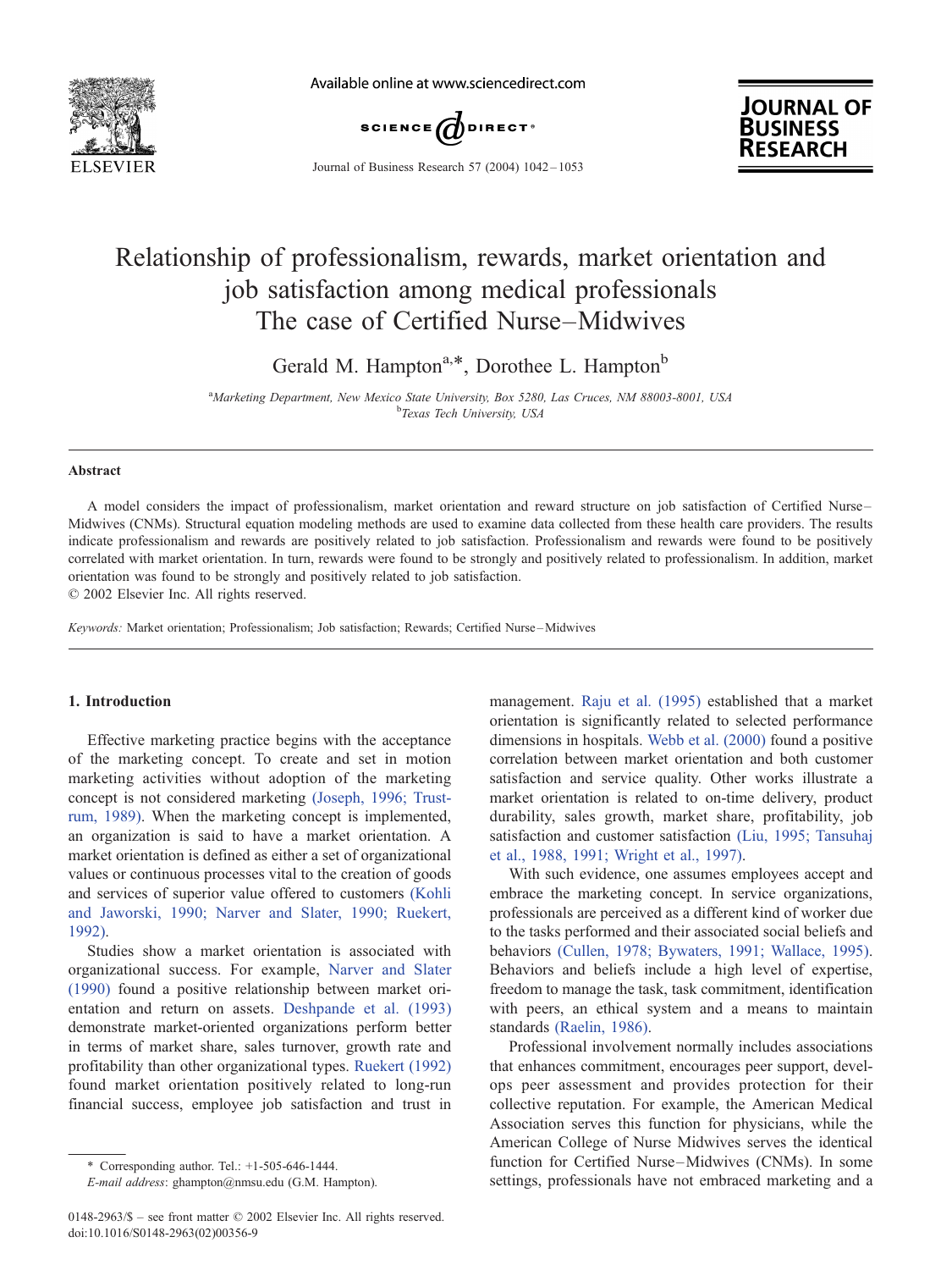# Relationship of professionalism, rewards, market orientation and job satisfaction among medical professionals
## The case of Certified Nurse–Midwives

Gerald M. Hampton[a,*], Dorothee L. Hampton[b]

[a]*Marketing Department, New Mexico State University, Box 5280, Las Cruces, NM 88003-8001, USA*
[b]*Texas Tech University, USA*

### Abstract

A model considers the impact of professionalism, market orientation and reward structure on job satisfaction of Certified Nurse–Midwives (CNMs). Structural equation modeling methods are used to examine data collected from these health care providers. The results indicate professionalism and rewards are positively related to job satisfaction. Professionalism and rewards were found to be positively correlated with market orientation. In turn, rewards were found to be strongly and positively related to professionalism. In addition, market orientation was found to be strongly and positively related to job satisfaction.
© 2002 Elsevier Inc. All rights reserved.

*Keywords:* Market orientation; Professionalism; Job satisfaction; Rewards; Certified Nurse–Midwives

## 1. Introduction

Effective marketing practice begins with the acceptance of the marketing concept. To create and set in motion marketing activities without adoption of the marketing concept is not considered marketing (Joseph, 1996; Trustrum, 1989). When the marketing concept is implemented, an organization is said to have a market orientation. A market orientation is defined as either a set of organizational values or continuous processes vital to the creation of goods and services of superior value offered to customers (Kohli and Jaworski, 1990; Narver and Slater, 1990; Ruekert, 1992).

Studies show a market orientation is associated with organizational success. For example, Narver and Slater (1990) found a positive relationship between market orientation and return on assets. Deshpande et al. (1993) demonstrate market-oriented organizations perform better in terms of market share, sales turnover, growth rate and profitability than other organizational types. Ruekert (1992) found market orientation positively related to long-run financial success, employee job satisfaction and trust in management. Raju et al. (1995) established that a market orientation is significantly related to selected performance dimensions in hospitals. Webb et al. (2000) found a positive correlation between market orientation and both customer satisfaction and service quality. Other works illustrate a market orientation is related to on-time delivery, product durability, sales growth, market share, profitability, job satisfaction and customer satisfaction (Liu, 1995; Tansuhaj et al., 1988, 1991; Wright et al., 1997).

With such evidence, one assumes employees accept and embrace the marketing concept. In service organizations, professionals are perceived as a different kind of worker due to the tasks performed and their associated social beliefs and behaviors (Cullen, 1978; Bywaters, 1991; Wallace, 1995). Behaviors and beliefs include a high level of expertise, freedom to manage the task, task commitment, identification with peers, an ethical system and a means to maintain standards (Raelin, 1986).

Professional involvement normally includes associations that enhances commitment, encourages peer support, develops peer assessment and provides protection for their collective reputation. For example, the American Medical Association serves this function for physicians, while the American College of Nurse Midwives serves the identical function for Certified Nurse–Midwives (CNMs). In some settings, professionals have not embraced marketing and a

\* Corresponding author. Tel.: +1-505-646-1444.
*E-mail address:* ghampton@nmsu.edu (G.M. Hampton).

0148-2963/$ – see front matter © 2002 Elsevier Inc. All rights reserved.
doi:10.1016/S0148-2963(02)00356-9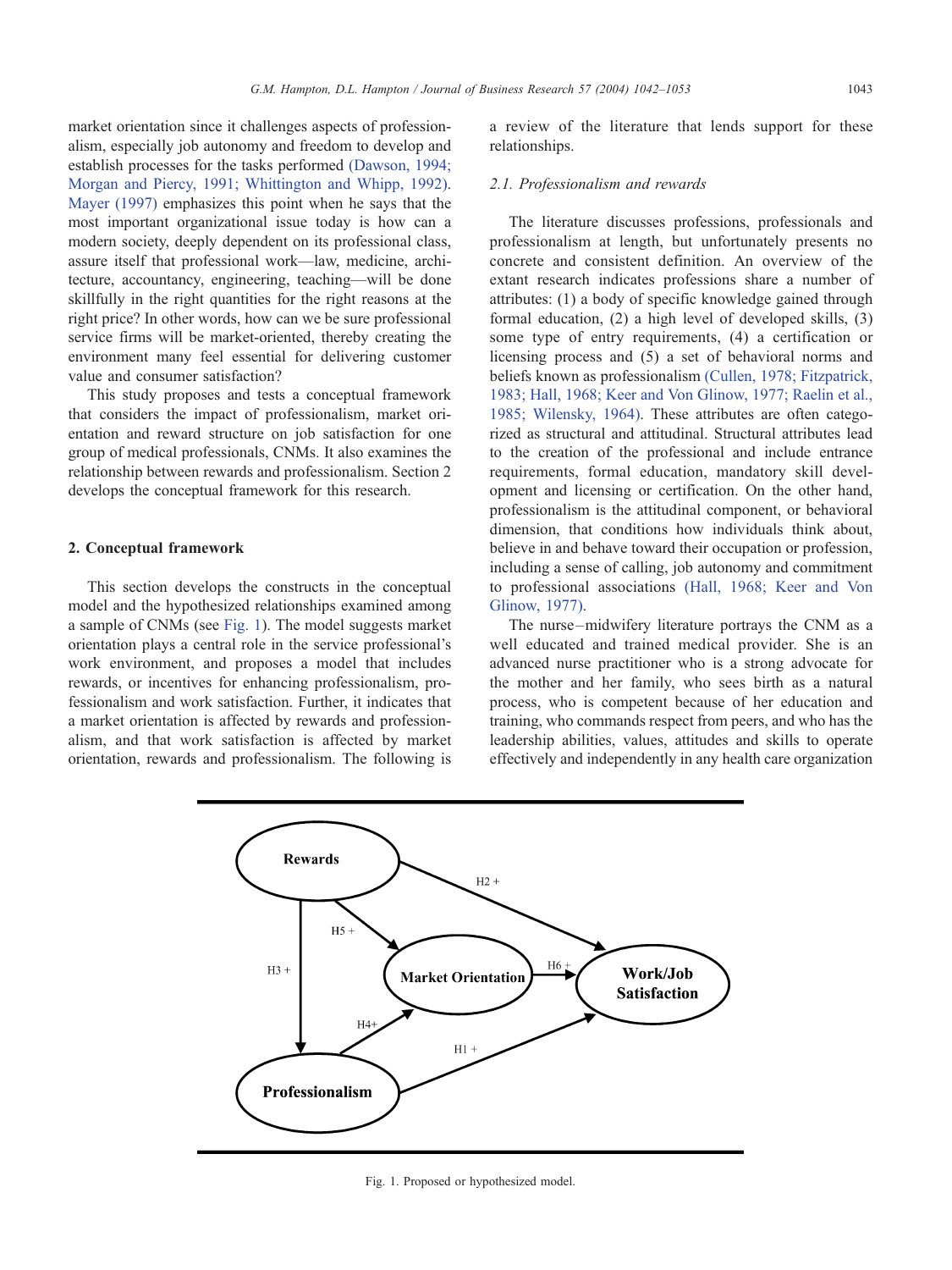market orientation since it challenges aspects of professionalism, especially job autonomy and freedom to develop and establish processes for the tasks performed (Dawson, 1994; Morgan and Piercy, 1991; Whittington and Whipp, 1992). Mayer (1997) emphasizes this point when he says that the most important organizational issue today is how can a modern society, deeply dependent on its professional class, assure itself that professional work—law, medicine, architecture, accountancy, engineering, teaching—will be done skillfully in the right quantities for the right reasons at the right price? In other words, how can we be sure professional service firms will be market-oriented, thereby creating the environment many feel essential for delivering customer value and consumer satisfaction?

This study proposes and tests a conceptual framework that considers the impact of professionalism, market orientation and reward structure on job satisfaction for one group of medical professionals, CNMs. It also examines the relationship between rewards and professionalism. Section 2 develops the conceptual framework for this research.

## 2. Conceptual framework

This section develops the constructs in the conceptual model and the hypothesized relationships examined among a sample of CNMs (see Fig. 1). The model suggests market orientation plays a central role in the service professional's work environment, and proposes a model that includes rewards, or incentives for enhancing professionalism, professionalism and work satisfaction. Further, it indicates that a market orientation is affected by rewards and professionalism, and that work satisfaction is affected by market orientation, rewards and professionalism. The following is a review of the literature that lends support for these relationships.

### 2.1. Professionalism and rewards

The literature discusses professions, professionals and professionalism at length, but unfortunately presents no concrete and consistent definition. An overview of the extant research indicates professions share a number of attributes: (1) a body of specific knowledge gained through formal education, (2) a high level of developed skills, (3) some type of entry requirements, (4) a certification or licensing process and (5) a set of behavioral norms and beliefs known as professionalism (Cullen, 1978; Fitzpatrick, 1983; Hall, 1968; Keer and Von Glinow, 1977; Raelin et al., 1985; Wilensky, 1964). These attributes are often categorized as structural and attitudinal. Structural attributes lead to the creation of the professional and include entrance requirements, formal education, mandatory skill development and licensing or certification. On the other hand, professionalism is the attitudinal component, or behavioral dimension, that conditions how individuals think about, believe in and behave toward their occupation or profession, including a sense of calling, job autonomy and commitment to professional associations (Hall, 1968; Keer and Von Glinow, 1977).

The nurse–midwifery literature portrays the CNM as a well educated and trained medical provider. She is an advanced nurse practitioner who is a strong advocate for the mother and her family, who sees birth as a natural process, who is competent because of her education and training, who commands respect from peers, and who has the leadership abilities, values, attitudes and skills to operate effectively and independently in any health care organization

Fig. 1. Proposed or hypothesized model.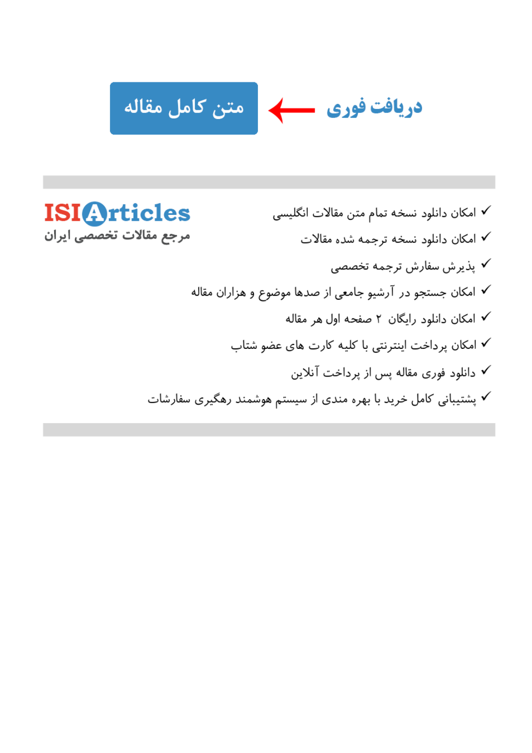دریافت فوری ← **متن کامل مقاله**

ISIArticles
مرجع مقالات تخصصی ایران

- ✓ امکان دانلود نسخه تمام متن مقالات انگلیسی
- ✓ امکان دانلود نسخه ترجمه شده مقالات
- ✓ پذیرش سفارش ترجمه تخصصی
- ✓ امکان جستجو در آرشیو جامعی از صدها موضوع و هزاران مقاله
- ✓ امکان دانلود رایگان ۲ صفحه اول هر مقاله
- ✓ امکان پرداخت اینترنتی با کلیه کارت های عضو شتاب
- ✓ دانلود فوری مقاله پس از پرداخت آنلاین
- ✓ پشتیبانی کامل خرید با بهره مندی از سیستم هوشمند رهگیری سفارشات